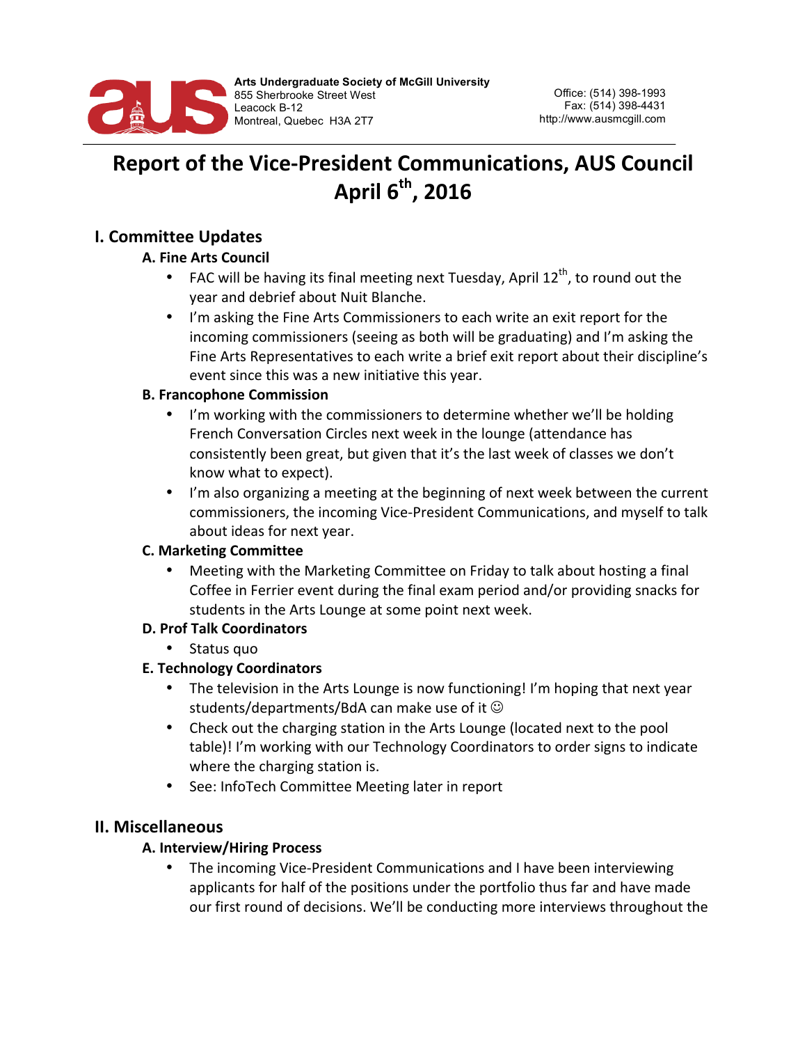Arts Undergraduate Society of McGill University
855 Sherbrooke Street West
Leacock B-12
Montreal, Quebec H3A 2T7

Office: (514) 398-1993
Fax: (514) 398-4431
http://www.ausmcgill.com

# Report of the Vice-President Communications, AUS Council April 6th, 2016

## I. Committee Updates

### A. Fine Arts Council

- FAC will be having its final meeting next Tuesday, April 12th, to round out the year and debrief about Nuit Blanche.
- I'm asking the Fine Arts Commissioners to each write an exit report for the incoming commissioners (seeing as both will be graduating) and I'm asking the Fine Arts Representatives to each write a brief exit report about their discipline's event since this was a new initiative this year.

### B. Francophone Commission

- I'm working with the commissioners to determine whether we'll be holding French Conversation Circles next week in the lounge (attendance has consistently been great, but given that it's the last week of classes we don't know what to expect).
- I'm also organizing a meeting at the beginning of next week between the current commissioners, the incoming Vice-President Communications, and myself to talk about ideas for next year.

### C. Marketing Committee

- Meeting with the Marketing Committee on Friday to talk about hosting a final Coffee in Ferrier event during the final exam period and/or providing snacks for students in the Arts Lounge at some point next week.

### D. Prof Talk Coordinators

- Status quo

### E. Technology Coordinators

- The television in the Arts Lounge is now functioning! I'm hoping that next year students/departments/BdA can make use of it ☺
- Check out the charging station in the Arts Lounge (located next to the pool table)! I'm working with our Technology Coordinators to order signs to indicate where the charging station is.
- See: InfoTech Committee Meeting later in report

## II. Miscellaneous

### A. Interview/Hiring Process

- The incoming Vice-President Communications and I have been interviewing applicants for half of the positions under the portfolio thus far and have made our first round of decisions. We'll be conducting more interviews throughout the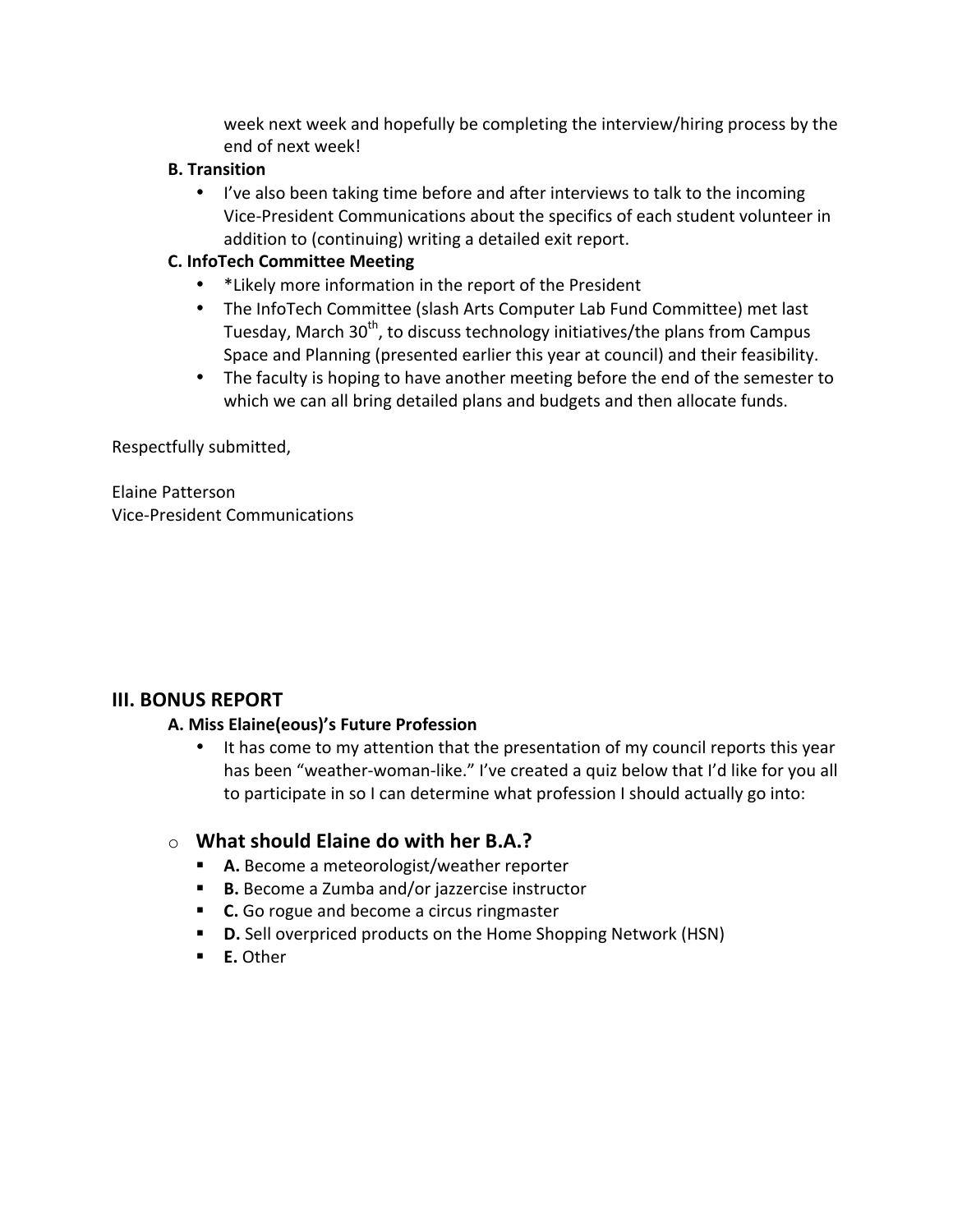week next week and hopefully be completing the interview/hiring process by the end of next week!

**B. Transition**

- I've also been taking time before and after interviews to talk to the incoming Vice-President Communications about the specifics of each student volunteer in addition to (continuing) writing a detailed exit report.

**C. InfoTech Committee Meeting**

- *Likely more information in the report of the President
- The InfoTech Committee (slash Arts Computer Lab Fund Committee) met last Tuesday, March 30th, to discuss technology initiatives/the plans from Campus Space and Planning (presented earlier this year at council) and their feasibility.
- The faculty is hoping to have another meeting before the end of the semester to which we can all bring detailed plans and budgets and then allocate funds.

Respectfully submitted,

Elaine Patterson
Vice-President Communications

## III. BONUS REPORT

**A. Miss Elaine(eous)'s Future Profession**

- It has come to my attention that the presentation of my council reports this year has been "weather-woman-like." I've created a quiz below that I'd like for you all to participate in so I can determine what profession I should actually go into:

- **What should Elaine do with her B.A.?**
  - **A.** Become a meteorologist/weather reporter
  - **B.** Become a Zumba and/or jazzercise instructor
  - **C.** Go rogue and become a circus ringmaster
  - **D.** Sell overpriced products on the Home Shopping Network (HSN)
  - **E.** Other